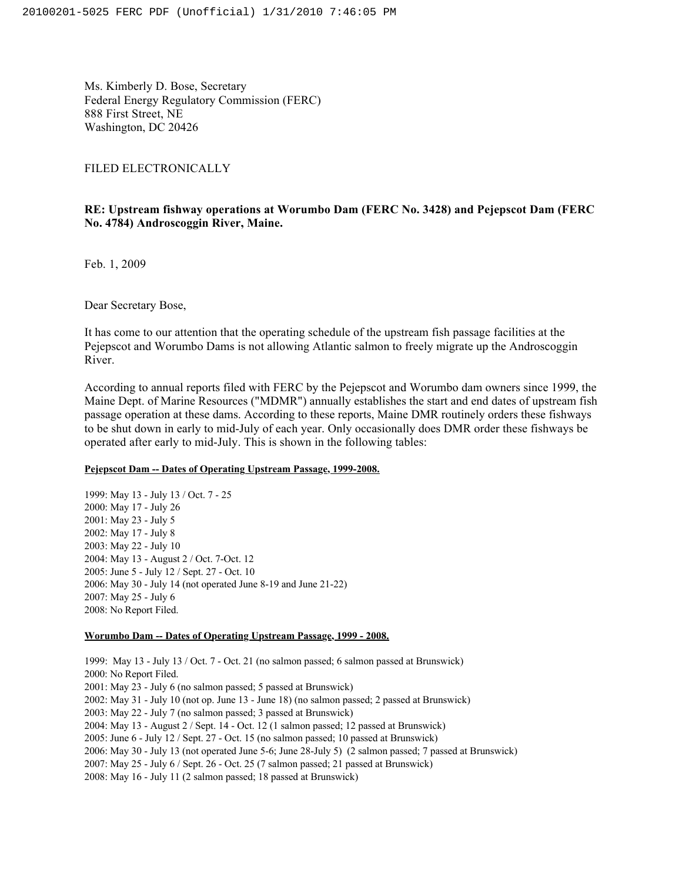Ms. Kimberly D. Bose, Secretary
Federal Energy Regulatory Commission (FERC)
888 First Street, NE
Washington, DC 20426

FILED ELECTRONICALLY

**RE: Upstream fishway operations at Worumbo Dam (FERC No. 3428) and Pejepscot Dam (FERC No. 4784) Androscoggin River, Maine.**

Feb. 1, 2009

Dear Secretary Bose,

It has come to our attention that the operating schedule of the upstream fish passage facilities at the Pejepscot and Worumbo Dams is not allowing Atlantic salmon to freely migrate up the Androscoggin River.

According to annual reports filed with FERC by the Pejepscot and Worumbo dam owners since 1999, the Maine Dept. of Marine Resources ("MDMR") annually establishes the start and end dates of upstream fish passage operation at these dams. According to these reports, Maine DMR routinely orders these fishways to be shut down in early to mid-July of each year. Only occasionally does DMR order these fishways be operated after early to mid-July. This is shown in the following tables:

**Pejepscot Dam -- Dates of Operating Upstream Passage, 1999-2008.**

1999: May 13 - July 13 / Oct. 7 - 25
2000: May 17 - July 26
2001: May 23 - July 5
2002: May 17 - July 8
2003: May 22 - July 10
2004: May 13 - August 2 / Oct. 7-Oct. 12
2005: June 5 - July 12 / Sept. 27 - Oct. 10
2006: May 30 - July 14 (not operated June 8-19 and June 21-22)
2007: May 25 - July 6
2008: No Report Filed.

**Worumbo Dam -- Dates of Operating Upstream Passage, 1999 - 2008.**

1999: May 13 - July 13 / Oct. 7 - Oct. 21 (no salmon passed; 6 salmon passed at Brunswick)
2000: No Report Filed.
2001: May 23 - July 6 (no salmon passed; 5 passed at Brunswick)
2002: May 31 - July 10 (not op. June 13 - June 18) (no salmon passed; 2 passed at Brunswick)
2003: May 22 - July 7 (no salmon passed; 3 passed at Brunswick)
2004: May 13 - August 2 / Sept. 14 - Oct. 12 (1 salmon passed; 12 passed at Brunswick)
2005: June 6 - July 12 / Sept. 27 - Oct. 15 (no salmon passed; 10 passed at Brunswick)
2006: May 30 - July 13 (not operated June 5-6; June 28-July 5) (2 salmon passed; 7 passed at Brunswick)
2007: May 25 - July 6 / Sept. 26 - Oct. 25 (7 salmon passed; 21 passed at Brunswick)
2008: May 16 - July 11 (2 salmon passed; 18 passed at Brunswick)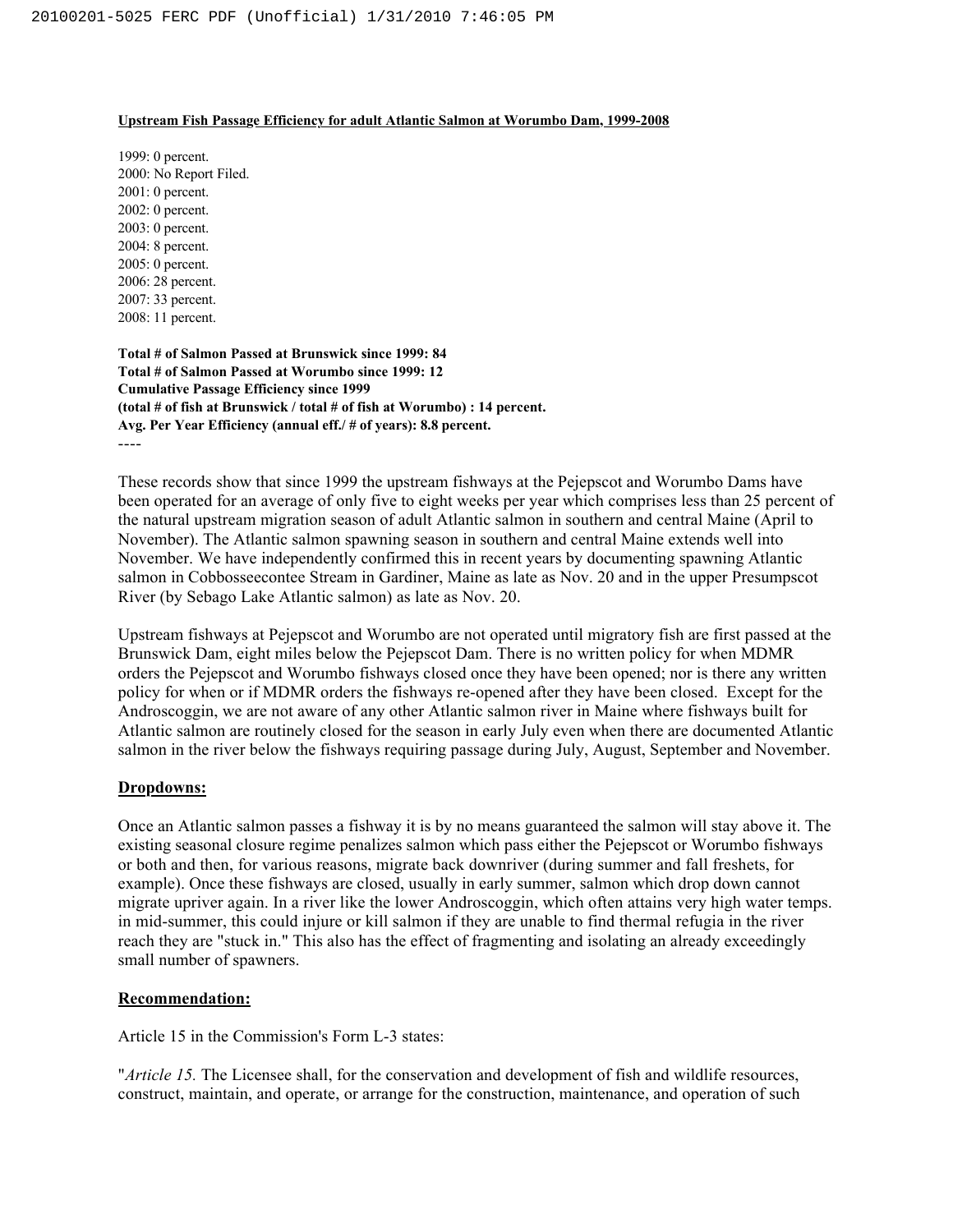**Upstream Fish Passage Efficiency for adult Atlantic Salmon at Worumbo Dam, 1999-2008**

1999: 0 percent.
2000: No Report Filed.
2001: 0 percent.
2002: 0 percent.
2003: 0 percent.
2004: 8 percent.
2005: 0 percent.
2006: 28 percent.
2007: 33 percent.
2008: 11 percent.

**Total # of Salmon Passed at Brunswick since 1999: 84**
**Total # of Salmon Passed at Worumbo since 1999: 12**
**Cumulative Passage Efficiency since 1999**
**(total # of fish at Brunswick / total # of fish at Worumbo) : 14 percent.**
**Avg. Per Year Efficiency (annual eff./ # of years): 8.8 percent.**
----

These records show that since 1999 the upstream fishways at the Pejepscot and Worumbo Dams have been operated for an average of only five to eight weeks per year which comprises less than 25 percent of the natural upstream migration season of adult Atlantic salmon in southern and central Maine (April to November). The Atlantic salmon spawning season in southern and central Maine extends well into November. We have independently confirmed this in recent years by documenting spawning Atlantic salmon in Cobbosseecontee Stream in Gardiner, Maine as late as Nov. 20 and in the upper Presumpscot River (by Sebago Lake Atlantic salmon) as late as Nov. 20.

Upstream fishways at Pejepscot and Worumbo are not operated until migratory fish are first passed at the Brunswick Dam, eight miles below the Pejepscot Dam. There is no written policy for when MDMR orders the Pejepscot and Worumbo fishways closed once they have been opened; nor is there any written policy for when or if MDMR orders the fishways re-opened after they have been closed. Except for the Androscoggin, we are not aware of any other Atlantic salmon river in Maine where fishways built for Atlantic salmon are routinely closed for the season in early July even when there are documented Atlantic salmon in the river below the fishways requiring passage during July, August, September and November.

## Dropdowns:

Once an Atlantic salmon passes a fishway it is by no means guaranteed the salmon will stay above it. The existing seasonal closure regime penalizes salmon which pass either the Pejepscot or Worumbo fishways or both and then, for various reasons, migrate back downriver (during summer and fall freshets, for example). Once these fishways are closed, usually in early summer, salmon which drop down cannot migrate upriver again. In a river like the lower Androscoggin, which often attains very high water temps. in mid-summer, this could injure or kill salmon if they are unable to find thermal refugia in the river reach they are "stuck in." This also has the effect of fragmenting and isolating an already exceedingly small number of spawners.

## Recommendation:

Article 15 in the Commission's Form L-3 states:

"*Article 15.* The Licensee shall, for the conservation and development of fish and wildlife resources, construct, maintain, and operate, or arrange for the construction, maintenance, and operation of such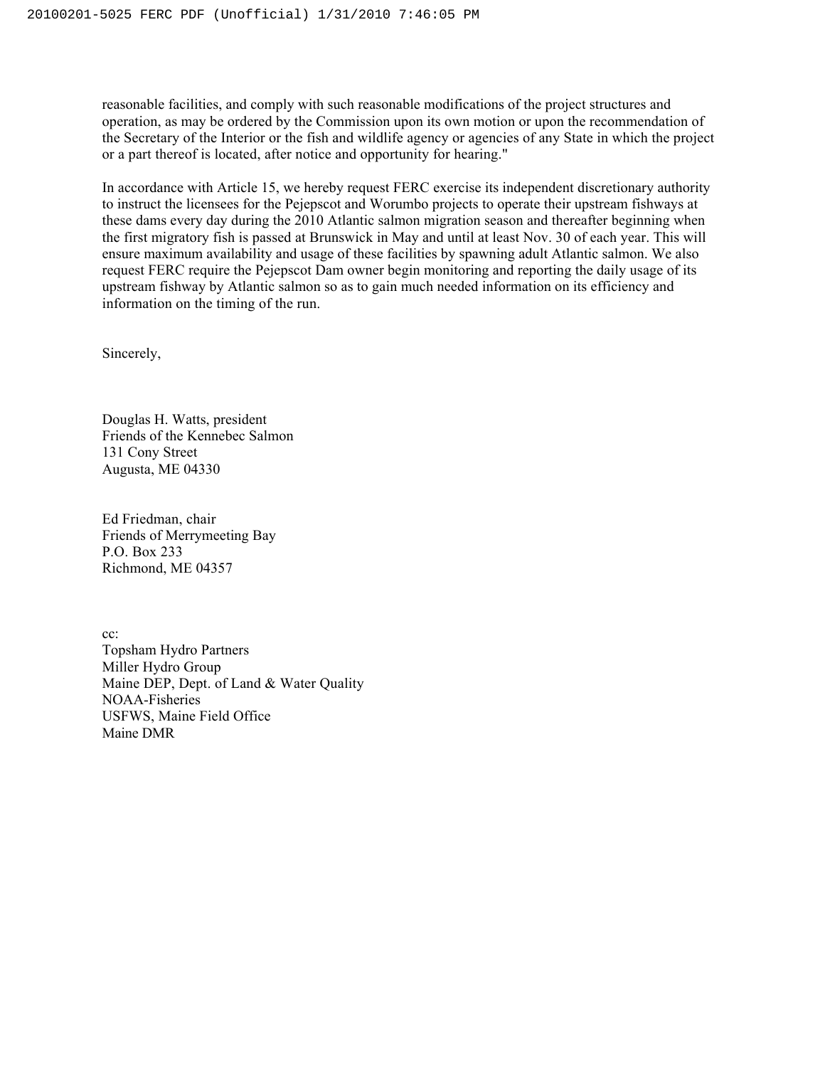reasonable facilities, and comply with such reasonable modifications of the project structures and operation, as may be ordered by the Commission upon its own motion or upon the recommendation of the Secretary of the Interior or the fish and wildlife agency or agencies of any State in which the project or a part thereof is located, after notice and opportunity for hearing."

In accordance with Article 15, we hereby request FERC exercise its independent discretionary authority to instruct the licensees for the Pejepscot and Worumbo projects to operate their upstream fishways at these dams every day during the 2010 Atlantic salmon migration season and thereafter beginning when the first migratory fish is passed at Brunswick in May and until at least Nov. 30 of each year. This will ensure maximum availability and usage of these facilities by spawning adult Atlantic salmon. We also request FERC require the Pejepscot Dam owner begin monitoring and reporting the daily usage of its upstream fishway by Atlantic salmon so as to gain much needed information on its efficiency and information on the timing of the run.

Sincerely,

Douglas H. Watts, president  
Friends of the Kennebec Salmon  
131 Cony Street  
Augusta, ME 04330

Ed Friedman, chair  
Friends of Merrymeeting Bay  
P.O. Box 233  
Richmond, ME 04357

cc:  
Topsham Hydro Partners  
Miller Hydro Group  
Maine DEP, Dept. of Land & Water Quality  
NOAA-Fisheries  
USFWS, Maine Field Office  
Maine DMR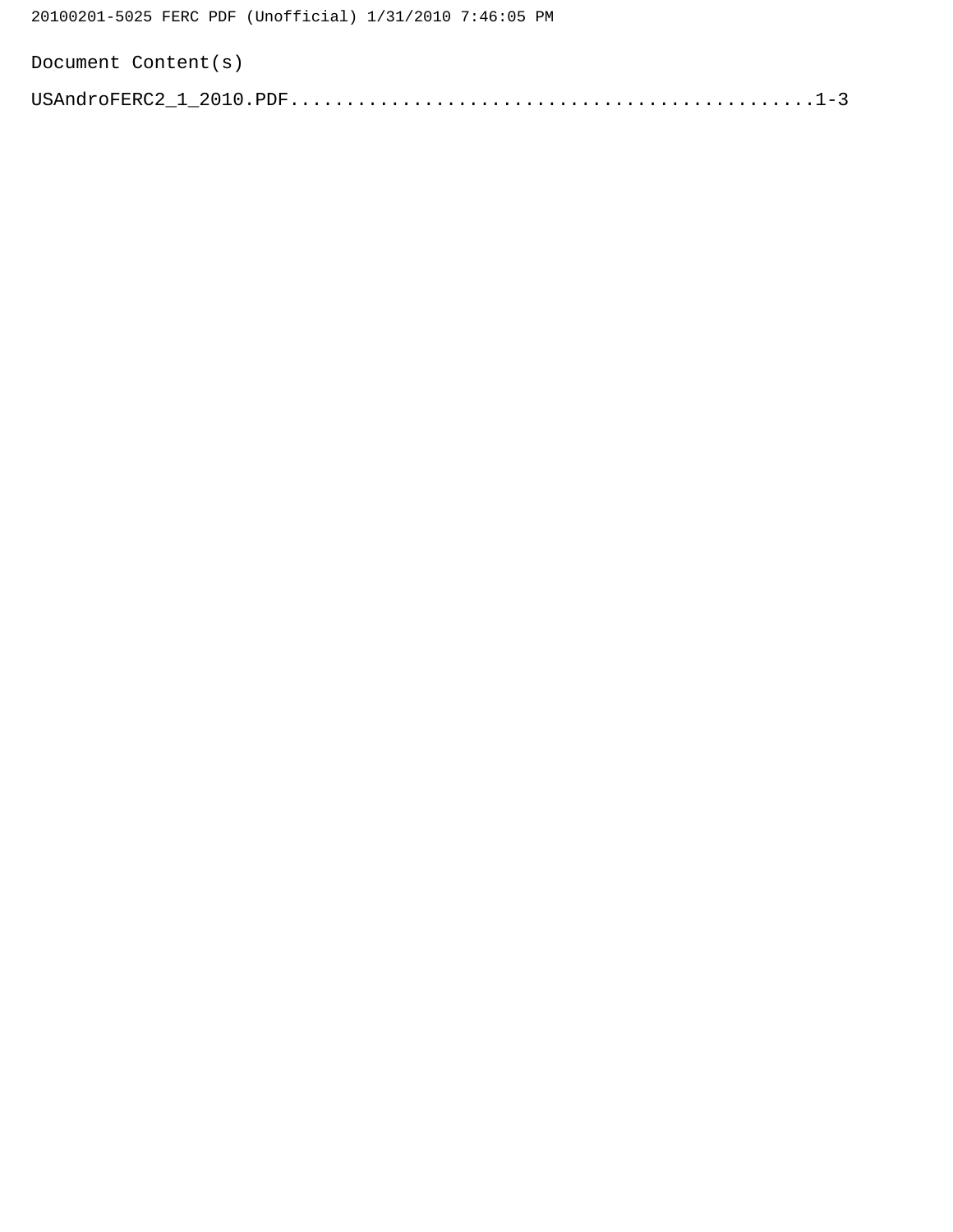20100201-5025 FERC PDF (Unofficial) 1/31/2010 7:46:05 PM

Document Content(s)

USAndroFERC2_1_2010.PDF...............................................1-3